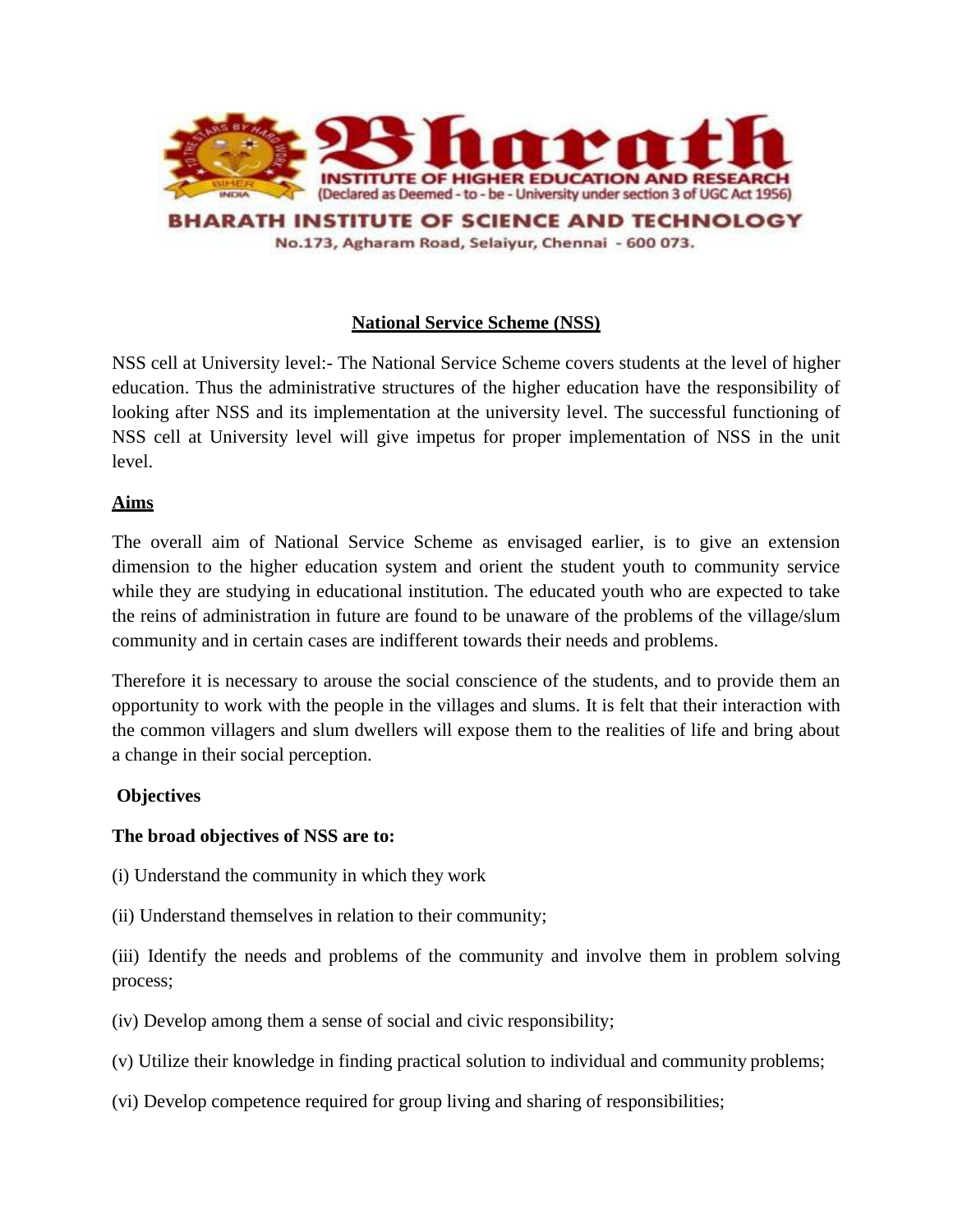# Bharath

**INSTITUTE OF HIGHER EDUCATION AND RESEARCH**
(Declared as Deemed - to - be - University under section 3 of UGC Act 1956)

**BHARATH INSTITUTE OF SCIENCE AND TECHNOLOGY**
No.173, Agharam Road, Selaiyur, Chennai - 600 073.

## National Service Scheme (NSS)

NSS cell at University level:- The National Service Scheme covers students at the level of higher education. Thus the administrative structures of the higher education have the responsibility of looking after NSS and its implementation at the university level. The successful functioning of NSS cell at University level will give impetus for proper implementation of NSS in the unit level.

### Aims

The overall aim of National Service Scheme as envisaged earlier, is to give an extension dimension to the higher education system and orient the student youth to community service while they are studying in educational institution. The educated youth who are expected to take the reins of administration in future are found to be unaware of the problems of the village/slum community and in certain cases are indifferent towards their needs and problems.

Therefore it is necessary to arouse the social conscience of the students, and to provide them an opportunity to work with the people in the villages and slums. It is felt that their interaction with the common villagers and slum dwellers will expose them to the realities of life and bring about a change in their social perception.

### Objectives

**The broad objectives of NSS are to:**

(i) Understand the community in which they work

(ii) Understand themselves in relation to their community;

(iii) Identify the needs and problems of the community and involve them in problem solving process;

(iv) Develop among them a sense of social and civic responsibility;

(v) Utilize their knowledge in finding practical solution to individual and community problems;

(vi) Develop competence required for group living and sharing of responsibilities;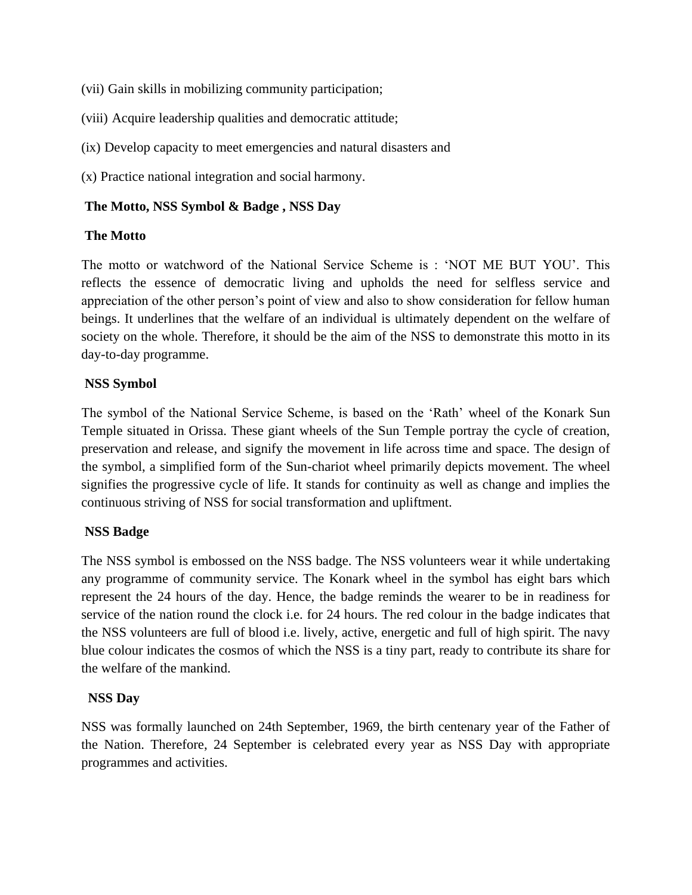(vii) Gain skills in mobilizing community participation;

(viii) Acquire leadership qualities and democratic attitude;

(ix) Develop capacity to meet emergencies and natural disasters and

(x) Practice national integration and social harmony.

## The Motto, NSS Symbol & Badge , NSS Day

### The Motto

The motto or watchword of the National Service Scheme is : 'NOT ME BUT YOU'. This reflects the essence of democratic living and upholds the need for selfless service and appreciation of the other person's point of view and also to show consideration for fellow human beings. It underlines that the welfare of an individual is ultimately dependent on the welfare of society on the whole. Therefore, it should be the aim of the NSS to demonstrate this motto in its day-to-day programme.

### NSS Symbol

The symbol of the National Service Scheme, is based on the 'Rath' wheel of the Konark Sun Temple situated in Orissa. These giant wheels of the Sun Temple portray the cycle of creation, preservation and release, and signify the movement in life across time and space. The design of the symbol, a simplified form of the Sun-chariot wheel primarily depicts movement. The wheel signifies the progressive cycle of life. It stands for continuity as well as change and implies the continuous striving of NSS for social transformation and upliftment.

### NSS Badge

The NSS symbol is embossed on the NSS badge. The NSS volunteers wear it while undertaking any programme of community service. The Konark wheel in the symbol has eight bars which represent the 24 hours of the day. Hence, the badge reminds the wearer to be in readiness for service of the nation round the clock i.e. for 24 hours. The red colour in the badge indicates that the NSS volunteers are full of blood i.e. lively, active, energetic and full of high spirit. The navy blue colour indicates the cosmos of which the NSS is a tiny part, ready to contribute its share for the welfare of the mankind.

### NSS Day

NSS was formally launched on 24th September, 1969, the birth centenary year of the Father of the Nation. Therefore, 24 September is celebrated every year as NSS Day with appropriate programmes and activities.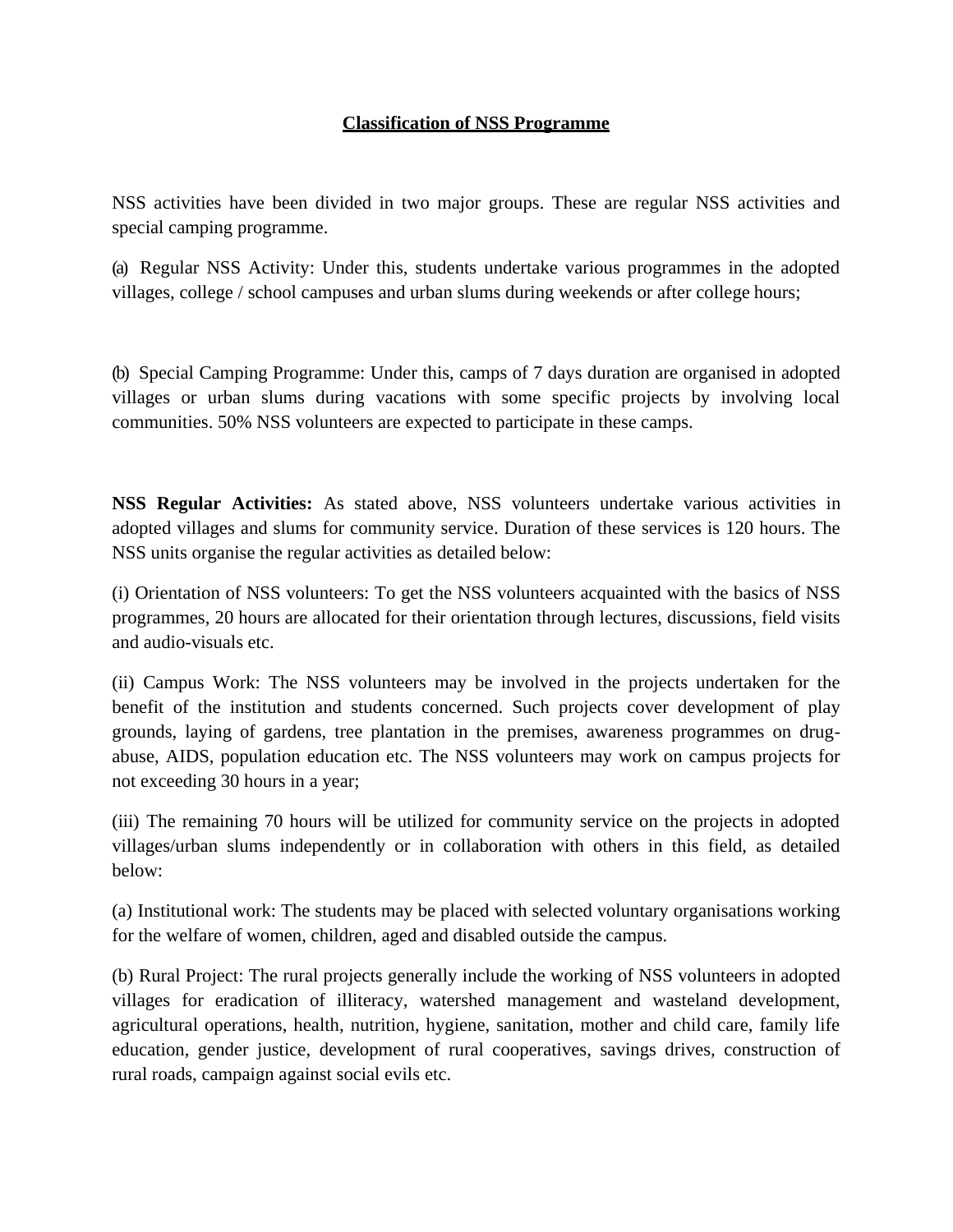## Classification of NSS Programme

NSS activities have been divided in two major groups. These are regular NSS activities and special camping programme.

(a) Regular NSS Activity: Under this, students undertake various programmes in the adopted villages, college / school campuses and urban slums during weekends or after college hours;

(b) Special Camping Programme: Under this, camps of 7 days duration are organised in adopted villages or urban slums during vacations with some specific projects by involving local communities. 50% NSS volunteers are expected to participate in these camps.

**NSS Regular Activities:** As stated above, NSS volunteers undertake various activities in adopted villages and slums for community service. Duration of these services is 120 hours. The NSS units organise the regular activities as detailed below:

(i) Orientation of NSS volunteers: To get the NSS volunteers acquainted with the basics of NSS programmes, 20 hours are allocated for their orientation through lectures, discussions, field visits and audio-visuals etc.

(ii) Campus Work: The NSS volunteers may be involved in the projects undertaken for the benefit of the institution and students concerned. Such projects cover development of play grounds, laying of gardens, tree plantation in the premises, awareness programmes on drug-abuse, AIDS, population education etc. The NSS volunteers may work on campus projects for not exceeding 30 hours in a year;

(iii) The remaining 70 hours will be utilized for community service on the projects in adopted villages/urban slums independently or in collaboration with others in this field, as detailed below:

(a) Institutional work: The students may be placed with selected voluntary organisations working for the welfare of women, children, aged and disabled outside the campus.

(b) Rural Project: The rural projects generally include the working of NSS volunteers in adopted villages for eradication of illiteracy, watershed management and wasteland development, agricultural operations, health, nutrition, hygiene, sanitation, mother and child care, family life education, gender justice, development of rural cooperatives, savings drives, construction of rural roads, campaign against social evils etc.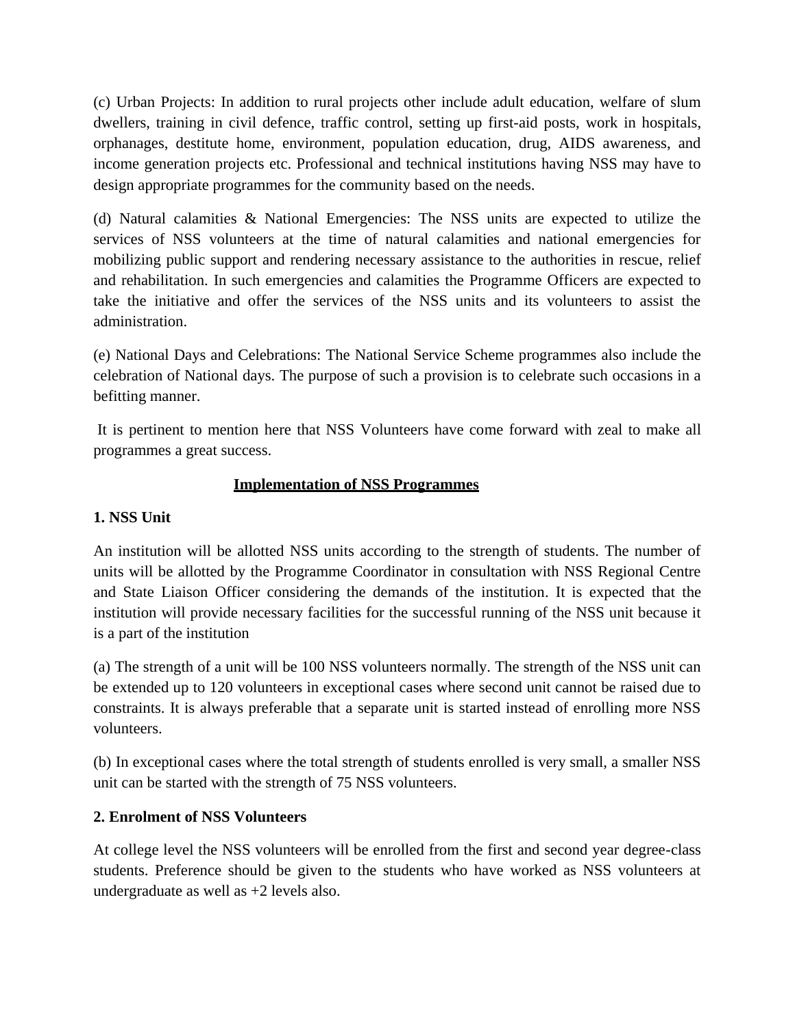(c) Urban Projects: In addition to rural projects other include adult education, welfare of slum dwellers, training in civil defence, traffic control, setting up first-aid posts, work in hospitals, orphanages, destitute home, environment, population education, drug, AIDS awareness, and income generation projects etc. Professional and technical institutions having NSS may have to design appropriate programmes for the community based on the needs.

(d) Natural calamities & National Emergencies: The NSS units are expected to utilize the services of NSS volunteers at the time of natural calamities and national emergencies for mobilizing public support and rendering necessary assistance to the authorities in rescue, relief and rehabilitation. In such emergencies and calamities the Programme Officers are expected to take the initiative and offer the services of the NSS units and its volunteers to assist the administration.

(e) National Days and Celebrations: The National Service Scheme programmes also include the celebration of National days. The purpose of such a provision is to celebrate such occasions in a befitting manner.

It is pertinent to mention here that NSS Volunteers have come forward with zeal to make all programmes a great success.

## Implementation of NSS Programmes

### 1. NSS Unit

An institution will be allotted NSS units according to the strength of students. The number of units will be allotted by the Programme Coordinator in consultation with NSS Regional Centre and State Liaison Officer considering the demands of the institution. It is expected that the institution will provide necessary facilities for the successful running of the NSS unit because it is a part of the institution

(a) The strength of a unit will be 100 NSS volunteers normally. The strength of the NSS unit can be extended up to 120 volunteers in exceptional cases where second unit cannot be raised due to constraints. It is always preferable that a separate unit is started instead of enrolling more NSS volunteers.

(b) In exceptional cases where the total strength of students enrolled is very small, a smaller NSS unit can be started with the strength of 75 NSS volunteers.

### 2. Enrolment of NSS Volunteers

At college level the NSS volunteers will be enrolled from the first and second year degree-class students. Preference should be given to the students who have worked as NSS volunteers at undergraduate as well as +2 levels also.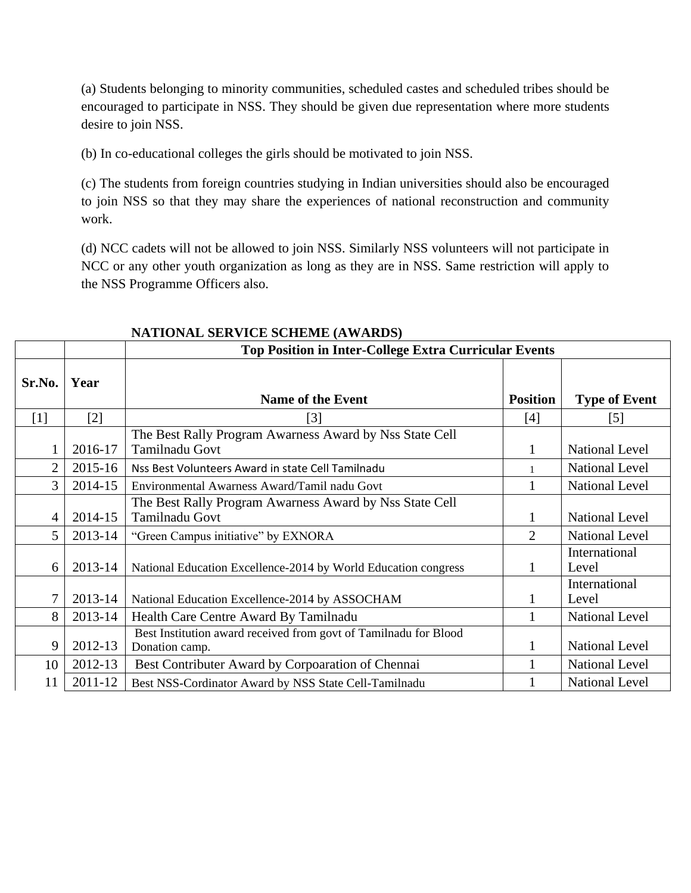(a) Students belonging to minority communities, scheduled castes and scheduled tribes should be encouraged to participate in NSS. They should be given due representation where more students desire to join NSS.

(b) In co-educational colleges the girls should be motivated to join NSS.

(c) The students from foreign countries studying in Indian universities should also be encouraged to join NSS so that they may share the experiences of national reconstruction and community work.

(d) NCC cadets will not be allowed to join NSS. Similarly NSS volunteers will not participate in NCC or any other youth organization as long as they are in NSS. Same restriction will apply to the NSS Programme Officers also.

**NATIONAL SERVICE SCHEME (AWARDS)**

| | | **Top Position in Inter-College Extra Curricular Events** | | |
|---|---|---|---|---|
| **Sr.No.** | **Year** | **Name of the Event** | **Position** | **Type of Event** |
| [1] | [2] | [3] | [4] | [5] |
| 1 | 2016-17 | The Best Rally Program Awarness Award by Nss State Cell Tamilnadu Govt | 1 | National Level |
| 2 | 2015-16 | Nss Best Volunteers Award in state Cell Tamilnadu | 1 | National Level |
| 3 | 2014-15 | Environmental Awarness Award/Tamil nadu Govt | 1 | National Level |
| 4 | 2014-15 | The Best Rally Program Awarness Award by Nss State Cell Tamilnadu Govt | 1 | National Level |
| 5 | 2013-14 | "Green Campus initiative" by EXNORA | 2 | National Level |
| 6 | 2013-14 | National Education Excellence-2014 by World Education congress | 1 | International Level |
| 7 | 2013-14 | National Education Excellence-2014 by ASSOCHAM | 1 | International Level |
| 8 | 2013-14 | Health Care Centre Award By Tamilnadu | 1 | National Level |
| 9 | 2012-13 | Best Institution award received from govt of Tamilnadu for Blood Donation camp. | 1 | National Level |
| 10 | 2012-13 | Best Contributer Award by Corpoaration of Chennai | 1 | National Level |
| 11 | 2011-12 | Best NSS-Cordinator Award by NSS State Cell-Tamilnadu | 1 | National Level |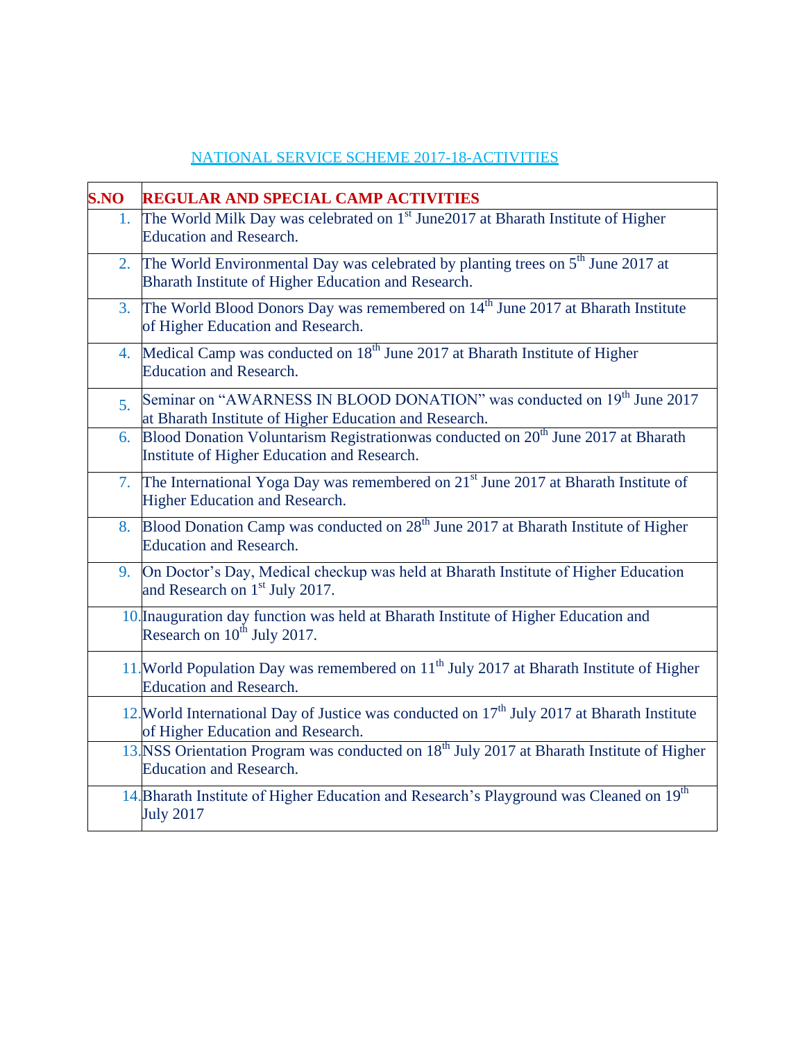NATIONAL SERVICE SCHEME 2017-18-ACTIVITIES

| S.NO | REGULAR AND SPECIAL CAMP ACTIVITIES |
|---|---|
| 1. | The World Milk Day was celebrated on 1st June2017 at Bharath Institute of Higher Education and Research. |
| 2. | The World Environmental Day was celebrated by planting trees on 5th June 2017 at Bharath Institute of Higher Education and Research. |
| 3. | The World Blood Donors Day was remembered on 14th June 2017 at Bharath Institute of Higher Education and Research. |
| 4. | Medical Camp was conducted on 18th June 2017 at Bharath Institute of Higher Education and Research. |
| 5. | Seminar on "AWARNESS IN BLOOD DONATION" was conducted on 19th June 2017 at Bharath Institute of Higher Education and Research. |
| 6. | Blood Donation Voluntarism Registrationwas conducted on 20th June 2017 at Bharath Institute of Higher Education and Research. |
| 7. | The International Yoga Day was remembered on 21st June 2017 at Bharath Institute of Higher Education and Research. |
| 8. | Blood Donation Camp was conducted on 28th June 2017 at Bharath Institute of Higher Education and Research. |
| 9. | On Doctor's Day, Medical checkup was held at Bharath Institute of Higher Education and Research on 1st July 2017. |
| 10. | Inauguration day function was held at Bharath Institute of Higher Education and Research on 10th July 2017. |
| 11. | World Population Day was remembered on 11th July 2017 at Bharath Institute of Higher Education and Research. |
| 12. | World International Day of Justice was conducted on 17th July 2017 at Bharath Institute of Higher Education and Research. |
| 13. | NSS Orientation Program was conducted on 18th July 2017 at Bharath Institute of Higher Education and Research. |
| 14. | Bharath Institute of Higher Education and Research's Playground was Cleaned on 19th July 2017 |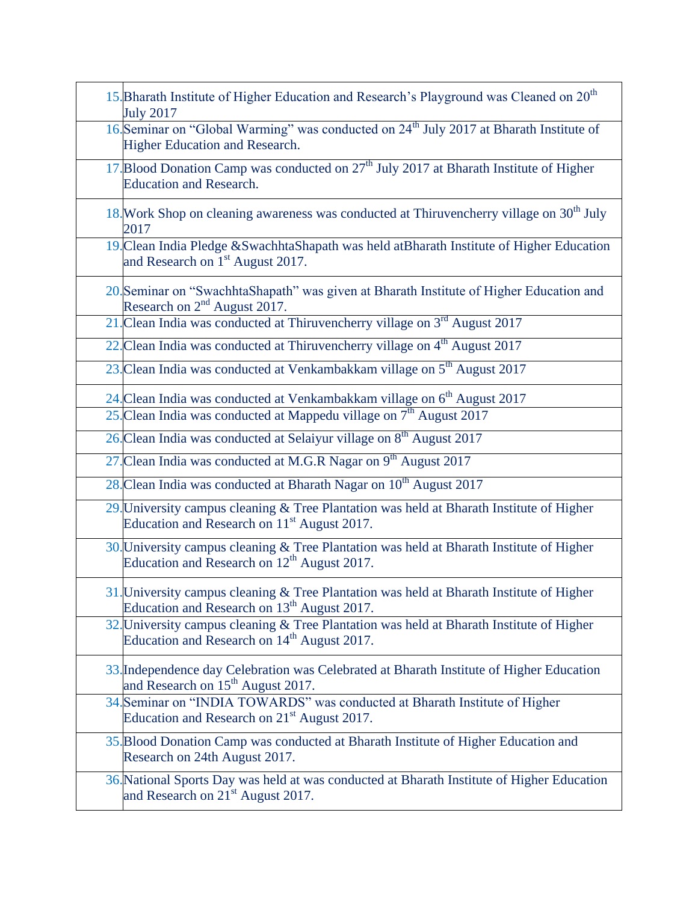| | |
|---|---|
| | 15. Bharath Institute of Higher Education and Research's Playground was Cleaned on 20th July 2017 |
| | 16. Seminar on "Global Warming" was conducted on 24th July 2017 at Bharath Institute of Higher Education and Research. |
| | 17. Blood Donation Camp was conducted on 27th July 2017 at Bharath Institute of Higher Education and Research. |
| | 18. Work Shop on cleaning awareness was conducted at Thiruvencherry village on 30th July 2017 |
| | 19. Clean India Pledge &SwachhtaShapath was held atBharath Institute of Higher Education and Research on 1st August 2017. |
| | 20. Seminar on "SwachhtaShapath" was given at Bharath Institute of Higher Education and Research on 2nd August 2017. |
| | 21. Clean India was conducted at Thiruvencherry village on 3rd August 2017 |
| | 22. Clean India was conducted at Thiruvencherry village on 4th August 2017 |
| | 23. Clean India was conducted at Venkambakkam village on 5th August 2017 |
| | 24. Clean India was conducted at Venkambakkam village on 6th August 2017 |
| | 25. Clean India was conducted at Mappedu village on 7th August 2017 |
| | 26. Clean India was conducted at Selaiyur village on 8th August 2017 |
| | 27. Clean India was conducted at M.G.R Nagar on 9th August 2017 |
| | 28. Clean India was conducted at Bharath Nagar on 10th August 2017 |
| | 29. University campus cleaning & Tree Plantation was held at Bharath Institute of Higher Education and Research on 11st August 2017. |
| | 30. University campus cleaning & Tree Plantation was held at Bharath Institute of Higher Education and Research on 12th August 2017. |
| | 31. University campus cleaning & Tree Plantation was held at Bharath Institute of Higher Education and Research on 13th August 2017. |
| | 32. University campus cleaning & Tree Plantation was held at Bharath Institute of Higher Education and Research on 14th August 2017. |
| | 33. Independence day Celebration was Celebrated at Bharath Institute of Higher Education and Research on 15th August 2017. |
| | 34. Seminar on "INDIA TOWARDS" was conducted at Bharath Institute of Higher Education and Research on 21st August 2017. |
| | 35. Blood Donation Camp was conducted at Bharath Institute of Higher Education and Research on 24th August 2017. |
| | 36. National Sports Day was held at was conducted at Bharath Institute of Higher Education and Research on 21st August 2017. |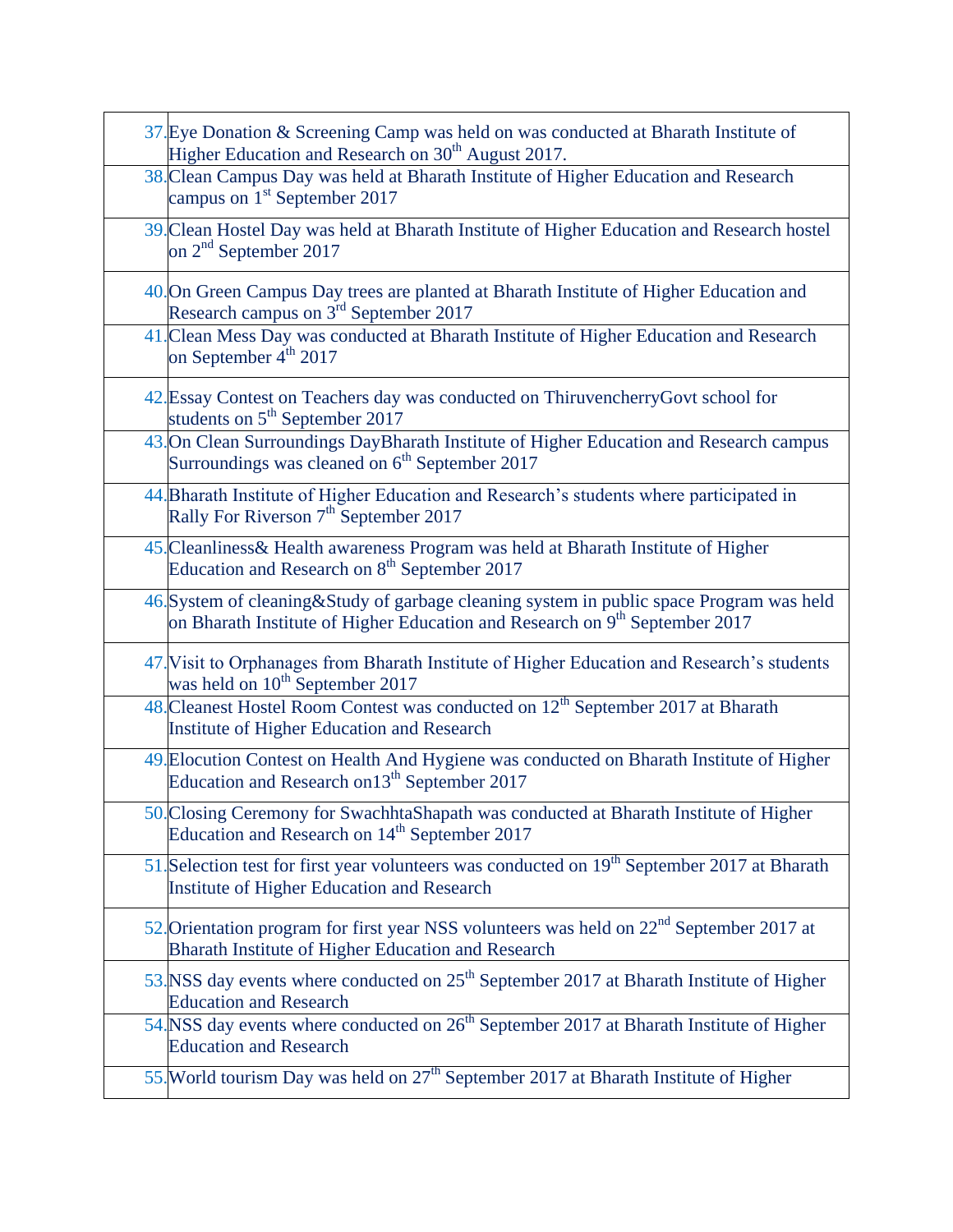| | |
|---|---|
| 37. | Eye Donation & Screening Camp was held on was conducted at Bharath Institute of Higher Education and Research on 30th August 2017. |
| 38. | Clean Campus Day was held at Bharath Institute of Higher Education and Research campus on 1st September 2017 |
| 39. | Clean Hostel Day was held at Bharath Institute of Higher Education and Research hostel on 2nd September 2017 |
| 40. | On Green Campus Day trees are planted at Bharath Institute of Higher Education and Research campus on 3rd September 2017 |
| 41. | Clean Mess Day was conducted at Bharath Institute of Higher Education and Research on September 4th 2017 |
| 42. | Essay Contest on Teachers day was conducted on ThiruvencherryGovt school for students on 5th September 2017 |
| 43. | On Clean Surroundings DayBharath Institute of Higher Education and Research campus Surroundings was cleaned on 6th September 2017 |
| 44. | Bharath Institute of Higher Education and Research's students where participated in Rally For Riverson 7th September 2017 |
| 45. | Cleanliness& Health awareness Program was held at Bharath Institute of Higher Education and Research on 8th September 2017 |
| 46. | System of cleaning&Study of garbage cleaning system in public space Program was held on Bharath Institute of Higher Education and Research on 9th September 2017 |
| 47. | Visit to Orphanages from Bharath Institute of Higher Education and Research's students was held on 10th September 2017 |
| 48. | Cleanest Hostel Room Contest was conducted on 12th September 2017 at Bharath Institute of Higher Education and Research |
| 49. | Elocution Contest on Health And Hygiene was conducted on Bharath Institute of Higher Education and Research on13th September 2017 |
| 50. | Closing Ceremony for SwachhtaShapath was conducted at Bharath Institute of Higher Education and Research on 14th September 2017 |
| 51. | Selection test for first year volunteers was conducted on 19th September 2017 at Bharath Institute of Higher Education and Research |
| 52. | Orientation program for first year NSS volunteers was held on 22nd September 2017 at Bharath Institute of Higher Education and Research |
| 53. | NSS day events where conducted on 25th September 2017 at Bharath Institute of Higher Education and Research |
| 54. | NSS day events where conducted on 26th September 2017 at Bharath Institute of Higher Education and Research |
| 55. | World tourism Day was held on 27th September 2017 at Bharath Institute of Higher |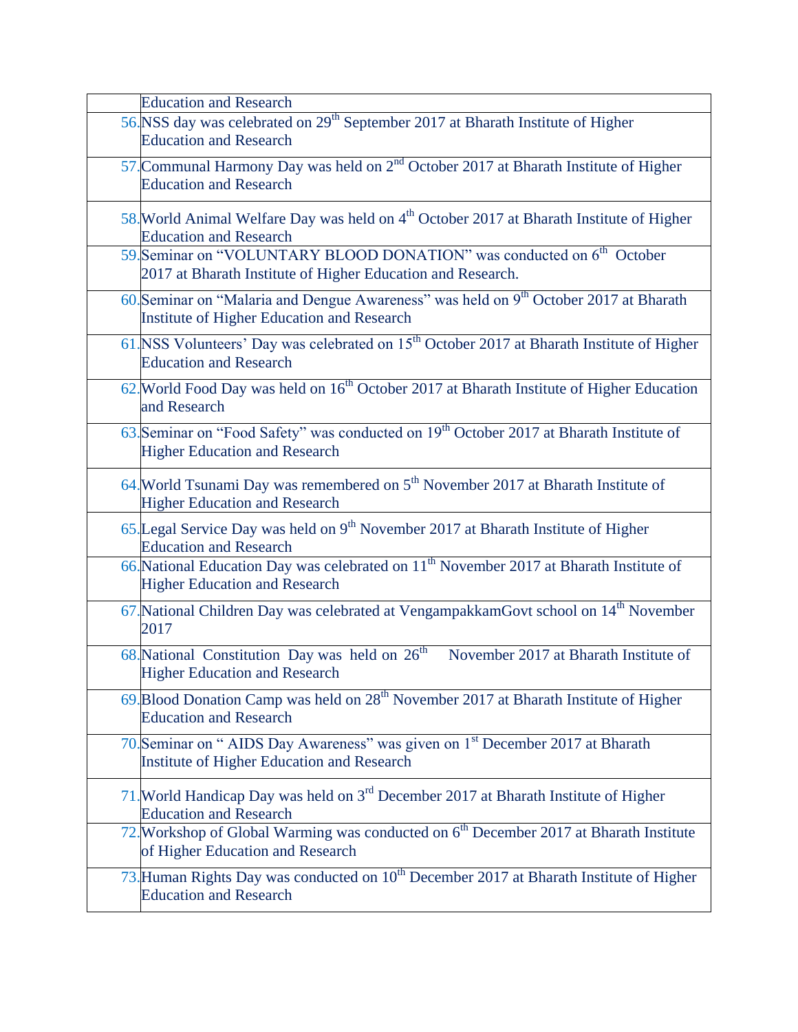|  |  |
|---|---|
|  | Education and Research |
|  | 56. NSS day was celebrated on 29th September 2017 at Bharath Institute of Higher Education and Research |
|  | 57. Communal Harmony Day was held on 2nd October 2017 at Bharath Institute of Higher Education and Research |
|  | 58. World Animal Welfare Day was held on 4th October 2017 at Bharath Institute of Higher Education and Research |
|  | 59. Seminar on "VOLUNTARY BLOOD DONATION" was conducted on 6th October 2017 at Bharath Institute of Higher Education and Research. |
|  | 60. Seminar on "Malaria and Dengue Awareness" was held on 9th October 2017 at Bharath Institute of Higher Education and Research |
|  | 61. NSS Volunteers' Day was celebrated on 15th October 2017 at Bharath Institute of Higher Education and Research |
|  | 62. World Food Day was held on 16th October 2017 at Bharath Institute of Higher Education and Research |
|  | 63. Seminar on "Food Safety" was conducted on 19th October 2017 at Bharath Institute of Higher Education and Research |
|  | 64. World Tsunami Day was remembered on 5th November 2017 at Bharath Institute of Higher Education and Research |
|  | 65. Legal Service Day was held on 9th November 2017 at Bharath Institute of Higher Education and Research |
|  | 66. National Education Day was celebrated on 11th November 2017 at Bharath Institute of Higher Education and Research |
|  | 67. National Children Day was celebrated at VengampakkamGovt school on 14th November 2017 |
|  | 68. National Constitution Day was held on 26th November 2017 at Bharath Institute of Higher Education and Research |
|  | 69. Blood Donation Camp was held on 28th November 2017 at Bharath Institute of Higher Education and Research |
|  | 70. Seminar on " AIDS Day Awareness" was given on 1st December 2017 at Bharath Institute of Higher Education and Research |
|  | 71. World Handicap Day was held on 3rd December 2017 at Bharath Institute of Higher Education and Research |
|  | 72. Workshop of Global Warming was conducted on 6th December 2017 at Bharath Institute of Higher Education and Research |
|  | 73. Human Rights Day was conducted on 10th December 2017 at Bharath Institute of Higher Education and Research |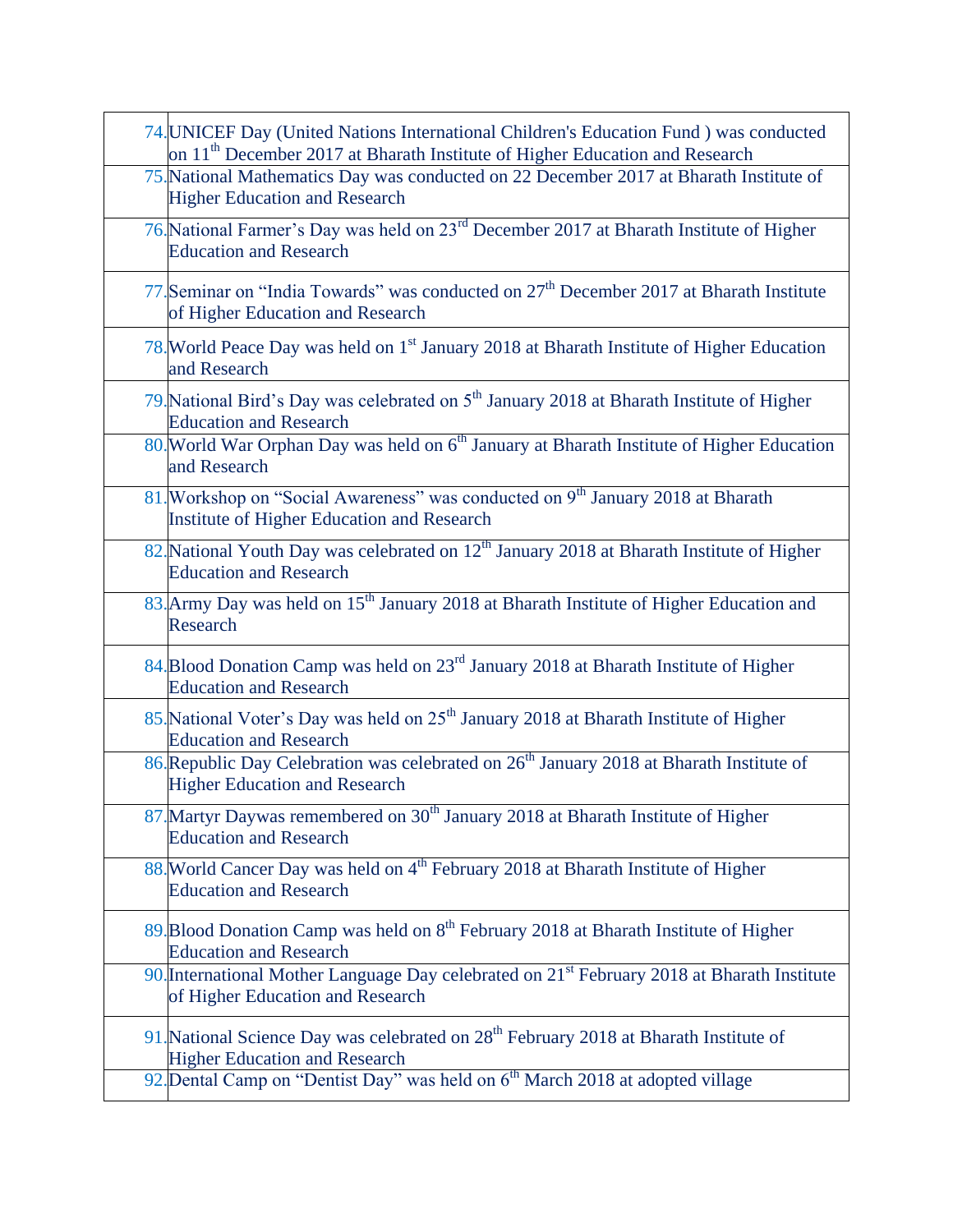| | |
|---|---|
| 74. | UNICEF Day (United Nations International Children's Education Fund ) was conducted on 11th December 2017 at Bharath Institute of Higher Education and Research |
| 75. | National Mathematics Day was conducted on 22 December 2017 at Bharath Institute of Higher Education and Research |
| 76. | National Farmer's Day was held on 23rd December 2017 at Bharath Institute of Higher Education and Research |
| 77. | Seminar on "India Towards" was conducted on 27th December 2017 at Bharath Institute of Higher Education and Research |
| 78. | World Peace Day was held on 1st January 2018 at Bharath Institute of Higher Education and Research |
| 79. | National Bird's Day was celebrated on 5th January 2018 at Bharath Institute of Higher Education and Research |
| 80. | World War Orphan Day was held on 6th January at Bharath Institute of Higher Education and Research |
| 81. | Workshop on "Social Awareness" was conducted on 9th January 2018 at Bharath Institute of Higher Education and Research |
| 82. | National Youth Day was celebrated on 12th January 2018 at Bharath Institute of Higher Education and Research |
| 83. | Army Day was held on 15th January 2018 at Bharath Institute of Higher Education and Research |
| 84. | Blood Donation Camp was held on 23rd January 2018 at Bharath Institute of Higher Education and Research |
| 85. | National Voter's Day was held on 25th January 2018 at Bharath Institute of Higher Education and Research |
| 86. | Republic Day Celebration was celebrated on 26th January 2018 at Bharath Institute of Higher Education and Research |
| 87. | Martyr Daywas remembered on 30th January 2018 at Bharath Institute of Higher Education and Research |
| 88. | World Cancer Day was held on 4th February 2018 at Bharath Institute of Higher Education and Research |
| 89. | Blood Donation Camp was held on 8th February 2018 at Bharath Institute of Higher Education and Research |
| 90. | International Mother Language Day celebrated on 21st February 2018 at Bharath Institute of Higher Education and Research |
| 91. | National Science Day was celebrated on 28th February 2018 at Bharath Institute of Higher Education and Research |
| 92. | Dental Camp on "Dentist Day" was held on 6th March 2018 at adopted village |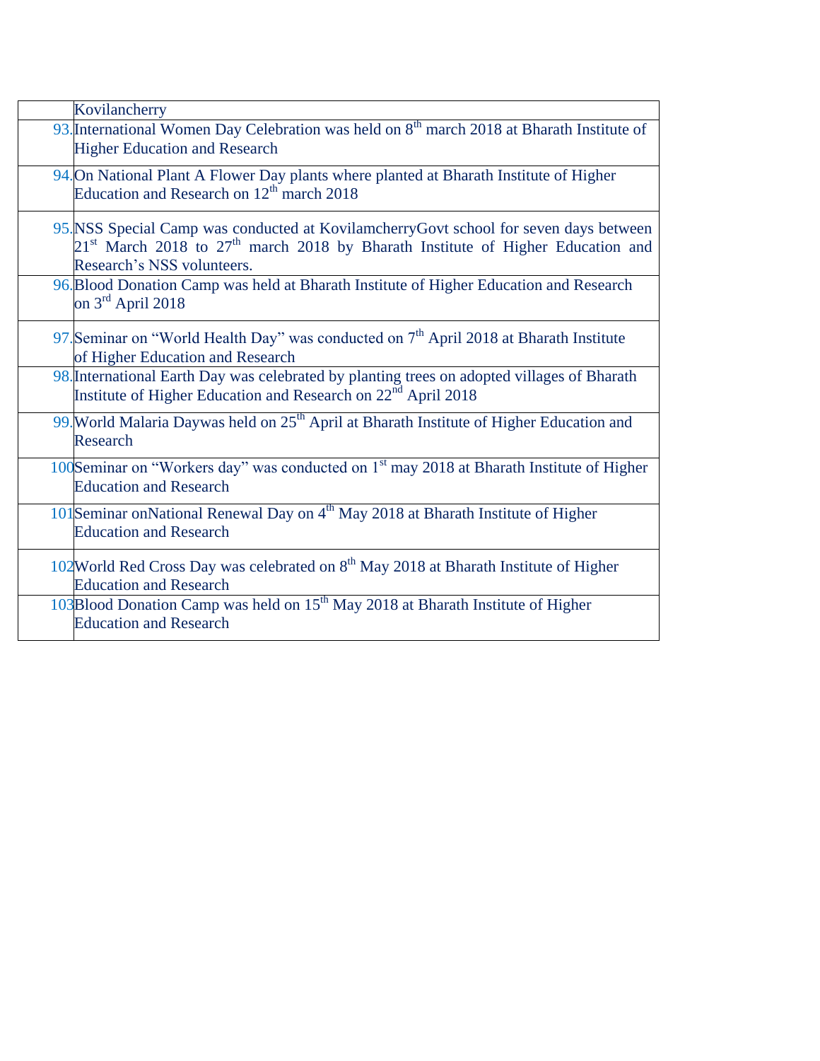| | |
|---|---|
| | Kovilancherry |
| 93. | International Women Day Celebration was held on 8th march 2018 at Bharath Institute of Higher Education and Research |
| 94. | On National Plant A Flower Day plants where planted at Bharath Institute of Higher Education and Research on 12th march 2018 |
| 95. | NSS Special Camp was conducted at KovilamcherryGovt school for seven days between 21st March 2018 to 27th march 2018 by Bharath Institute of Higher Education and Research's NSS volunteers. |
| 96. | Blood Donation Camp was held at Bharath Institute of Higher Education and Research on 3rd April 2018 |
| 97. | Seminar on "World Health Day" was conducted on 7th April 2018 at Bharath Institute of Higher Education and Research |
| 98. | International Earth Day was celebrated by planting trees on adopted villages of Bharath Institute of Higher Education and Research on 22nd April 2018 |
| 99. | World Malaria Daywas held on 25th April at Bharath Institute of Higher Education and Research |
| 100 | Seminar on "Workers day" was conducted on 1st may 2018 at Bharath Institute of Higher Education and Research |
| 101 | Seminar onNational Renewal Day on 4th May 2018 at Bharath Institute of Higher Education and Research |
| 102 | World Red Cross Day was celebrated on 8th May 2018 at Bharath Institute of Higher Education and Research |
| 103 | Blood Donation Camp was held on 15th May 2018 at Bharath Institute of Higher Education and Research |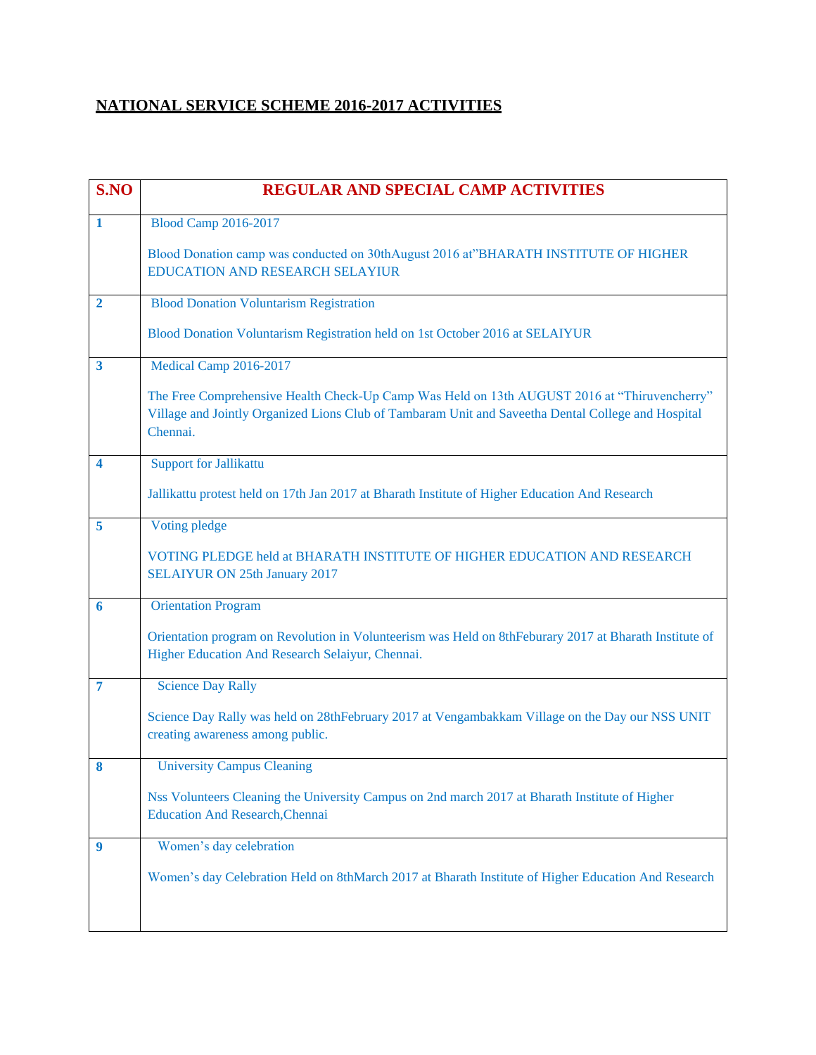**NATIONAL SERVICE SCHEME 2016-2017 ACTIVITIES**

| S.NO | REGULAR AND SPECIAL CAMP ACTIVITIES |
|---|---|
| 1 | Blood Camp 2016-2017<br><br>Blood Donation camp was conducted on 30thAugust 2016 at"BHARATH INSTITUTE OF HIGHER EDUCATION AND RESEARCH SELAYIUR |
| 2 | Blood Donation Voluntarism Registration<br><br>Blood Donation Voluntarism Registration held on 1st October 2016 at SELAIYUR |
| 3 | Medical Camp 2016-2017<br><br>The Free Comprehensive Health Check-Up Camp Was Held on 13th AUGUST 2016 at "Thiruvencherry" Village and Jointly Organized Lions Club of Tambaram Unit and Saveetha Dental College and Hospital Chennai. |
| 4 | Support for Jallikattu<br><br>Jallikattu protest held on 17th Jan 2017 at Bharath Institute of Higher Education And Research |
| 5 | Voting pledge<br><br>VOTING PLEDGE held at BHARATH INSTITUTE OF HIGHER EDUCATION AND RESEARCH SELAIYUR ON 25th January 2017 |
| 6 | Orientation Program<br><br>Orientation program on Revolution in Volunteerism was Held on 8thFeburary 2017 at Bharath Institute of Higher Education And Research Selaiyur, Chennai. |
| 7 | Science Day Rally<br><br>Science Day Rally was held on 28thFebruary 2017 at Vengambakkam Village on the Day our NSS UNIT creating awareness among public. |
| 8 | University Campus Cleaning<br><br>Nss Volunteers Cleaning the University Campus on 2nd march 2017 at Bharath Institute of Higher Education And Research,Chennai |
| 9 | Women's day celebration<br><br>Women's day Celebration Held on 8thMarch 2017 at Bharath Institute of Higher Education And Research |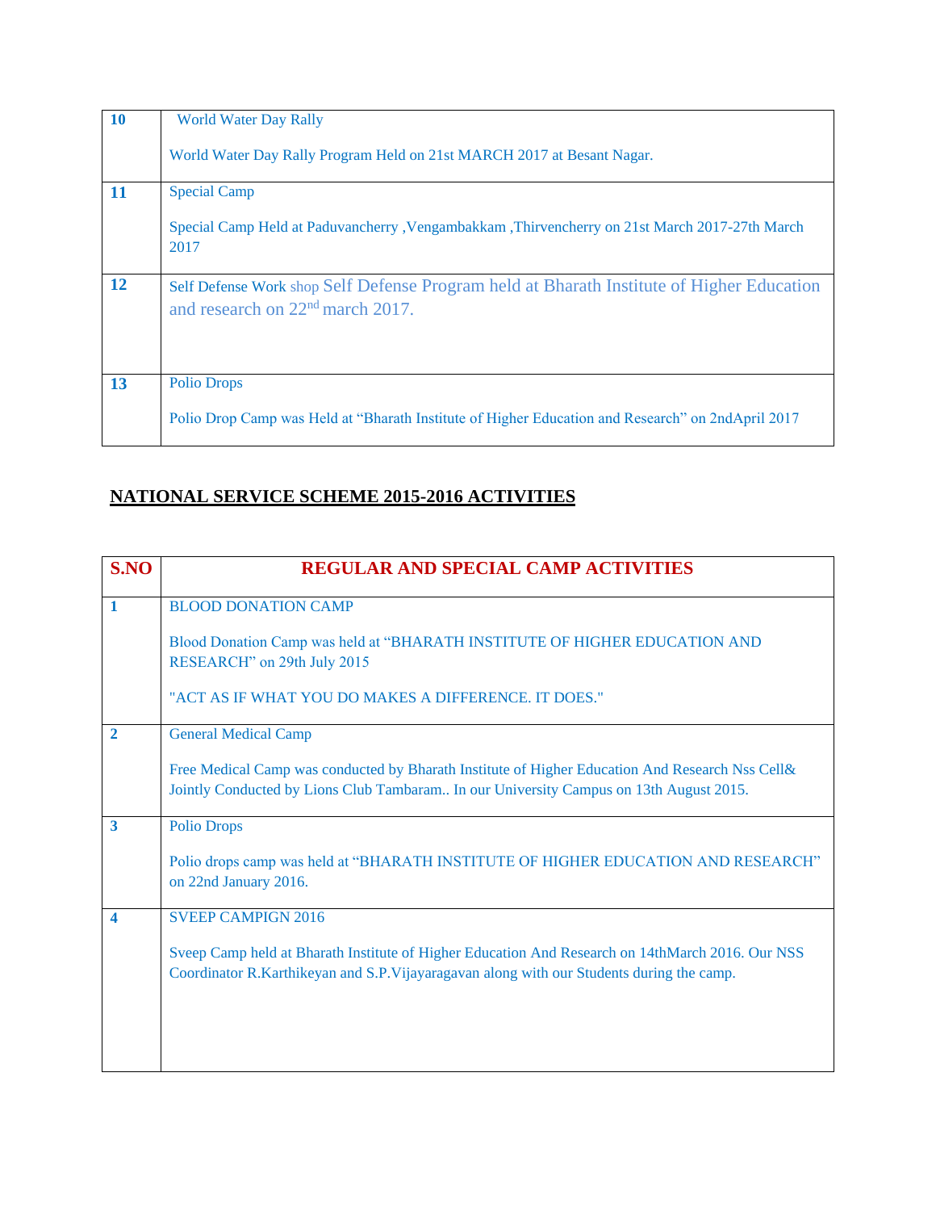| | |
|---|---|
| **10** | World Water Day Rally<br><br>World Water Day Rally Program Held on 21st MARCH 2017 at Besant Nagar. |
| **11** | Special Camp<br><br>Special Camp Held at Paduvancherry ,Vengambakkam ,Thirvencherry on 21st March 2017-27th March 2017 |
| **12** | Self Defense Work shop Self Defense Program held at Bharath Institute of Higher Education and research on 22nd march 2017. |
| **13** | Polio Drops<br><br>Polio Drop Camp was Held at “Bharath Institute of Higher Education and Research” on 2ndApril 2017 |

## NATIONAL SERVICE SCHEME 2015-2016 ACTIVITIES

| S.NO | REGULAR AND SPECIAL CAMP ACTIVITIES |
|---|---|
| **1** | BLOOD DONATION CAMP<br><br>Blood Donation Camp was held at “BHARATH INSTITUTE OF HIGHER EDUCATION AND RESEARCH” on 29th July 2015<br><br>"ACT AS IF WHAT YOU DO MAKES A DIFFERENCE. IT DOES." |
| **2** | General Medical Camp<br><br>Free Medical Camp was conducted by Bharath Institute of Higher Education And Research Nss Cell& Jointly Conducted by Lions Club Tambaram.. In our University Campus on 13th August 2015. |
| **3** | Polio Drops<br><br>Polio drops camp was held at “BHARATH INSTITUTE OF HIGHER EDUCATION AND RESEARCH” on 22nd January 2016. |
| **4** | SVEEP CAMPIGN 2016<br><br>Sveep Camp held at Bharath Institute of Higher Education And Research on 14thMarch 2016. Our NSS Coordinator R.Karthikeyan and S.P.Vijayaragavan along with our Students during the camp. |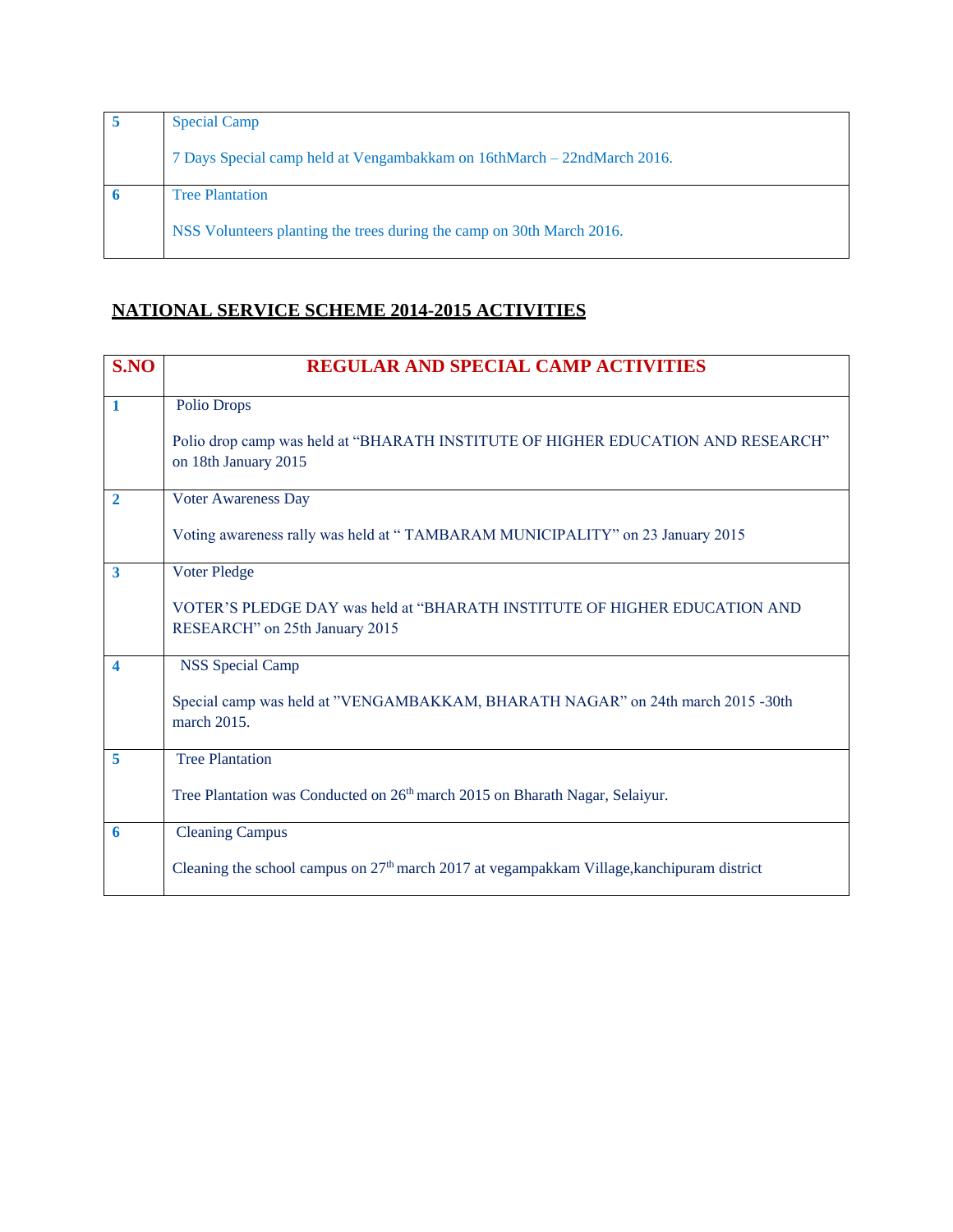| | |
|---|---|
| 5 | Special Camp<br><br>7 Days Special camp held at Vengambakkam on 16thMarch – 22ndMarch 2016. |
| 6 | Tree Plantation<br><br>NSS Volunteers planting the trees during the camp on 30th March 2016. |

## NATIONAL SERVICE SCHEME 2014-2015 ACTIVITIES

| S.NO | REGULAR AND SPECIAL CAMP ACTIVITIES |
|---|---|
| 1 | Polio Drops<br><br>Polio drop camp was held at “BHARATH INSTITUTE OF HIGHER EDUCATION AND RESEARCH” on 18th January 2015 |
| 2 | Voter Awareness Day<br><br>Voting awareness rally was held at “ TAMBARAM MUNICIPALITY” on 23 January 2015 |
| 3 | Voter Pledge<br><br>VOTER’S PLEDGE DAY was held at “BHARATH INSTITUTE OF HIGHER EDUCATION AND RESEARCH” on 25th January 2015 |
| 4 | NSS Special Camp<br><br>Special camp was held at ”VENGAMBAKKAM, BHARATH NAGAR” on 24th march 2015 -30th march 2015. |
| 5 | Tree Plantation<br><br>Tree Plantation was Conducted on 26th march 2015 on Bharath Nagar, Selaiyur. |
| 6 | Cleaning Campus<br><br>Cleaning the school campus on 27th march 2017 at vegampakkam Village,kanchipuram district |